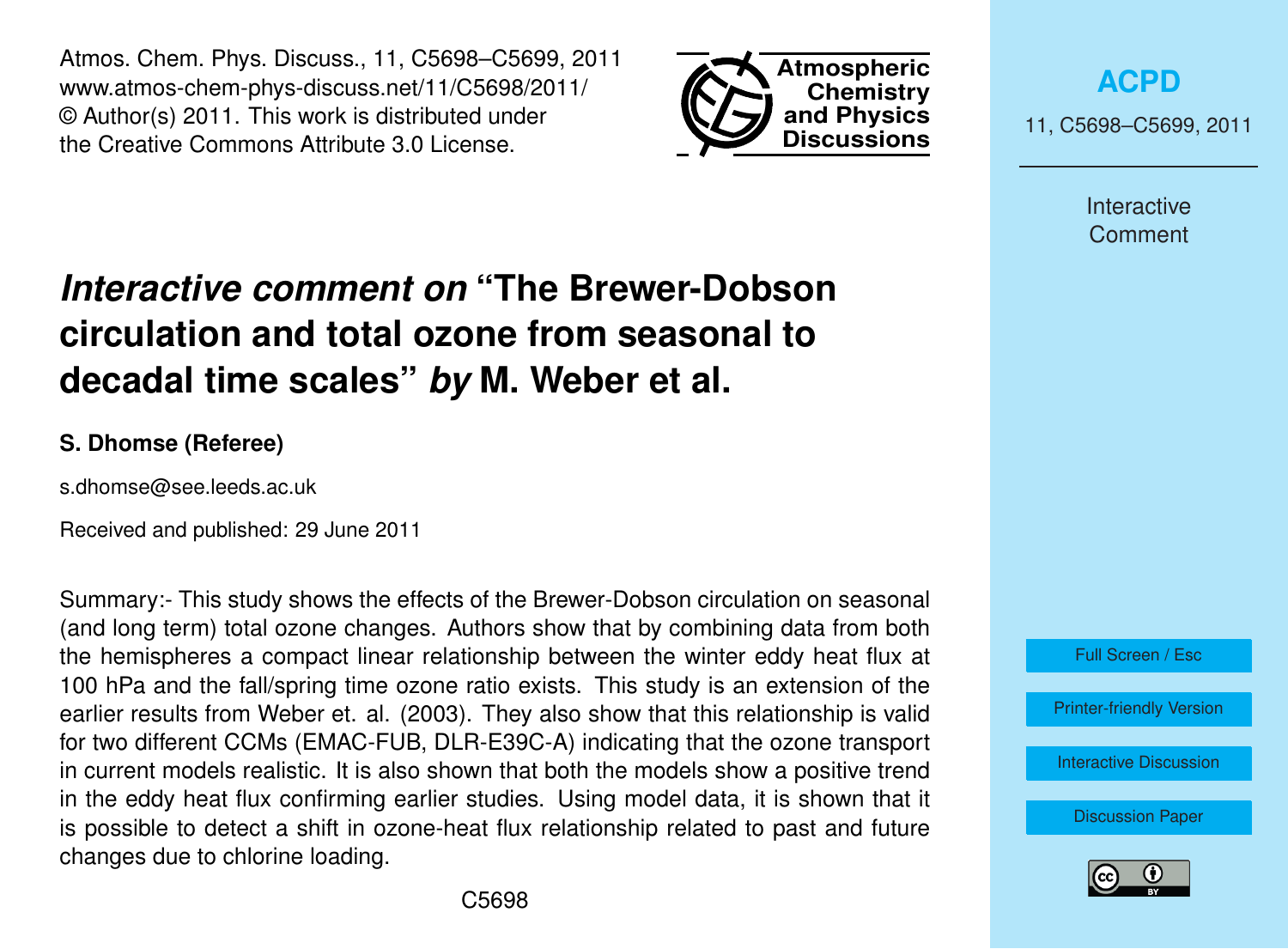# *Interactive comment on* "The Brewer-Dobson circulation and total ozone from seasonal to decadal time scales" *by* M. Weber et al.

**S. Dhomse (Referee)**

s.dhomse@see.leeds.ac.uk

Received and published: 29 June 2011

Summary:- This study shows the effects of the Brewer-Dobson circulation on seasonal (and long term) total ozone changes. Authors show that by combining data from both the hemispheres a compact linear relationship between the winter eddy heat flux at 100 hPa and the fall/spring time ozone ratio exists. This study is an extension of the earlier results from Weber et. al. (2003). They also show that this relationship is valid for two different CCMs (EMAC-FUB, DLR-E39C-A) indicating that the ozone transport in current models realistic. It is also shown that both the models show a positive trend in the eddy heat flux confirming earlier studies. Using model data, it is shown that it is possible to detect a shift in ozone-heat flux relationship related to past and future changes due to chlorine loading.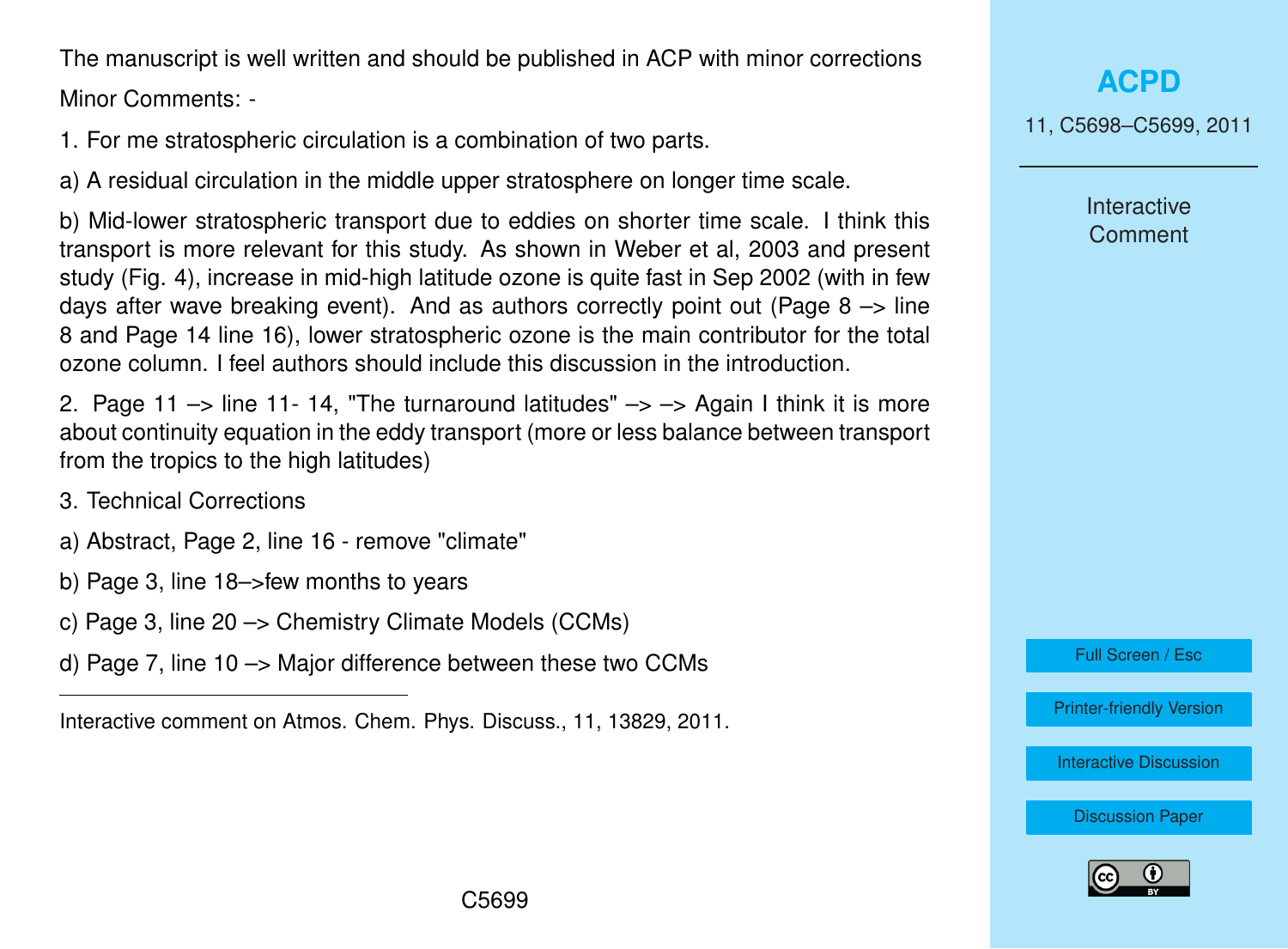The manuscript is well written and should be published in ACP with minor corrections

Minor Comments: -

1. For me stratospheric circulation is a combination of two parts.

a) A residual circulation in the middle upper stratosphere on longer time scale.

b) Mid-lower stratospheric transport due to eddies on shorter time scale. I think this transport is more relevant for this study. As shown in Weber et al, 2003 and present study (Fig. 4), increase in mid-high latitude ozone is quite fast in Sep 2002 (with in few days after wave breaking event). And as authors correctly point out (Page 8 –> line 8 and Page 14 line 16), lower stratospheric ozone is the main contributor for the total ozone column. I feel authors should include this discussion in the introduction.

2. Page 11 –> line 11- 14, "The turnaround latitudes" –> –> Again I think it is more about continuity equation in the eddy transport (more or less balance between transport from the tropics to the high latitudes)

3. Technical Corrections

a) Abstract, Page 2, line 16 - remove "climate"

b) Page 3, line 18–>few months to years

c) Page 3, line 20 –> Chemistry Climate Models (CCMs)

d) Page 7, line 10 –> Major difference between these two CCMs

---

Interactive comment on Atmos. Chem. Phys. Discuss., 11, 13829, 2011.